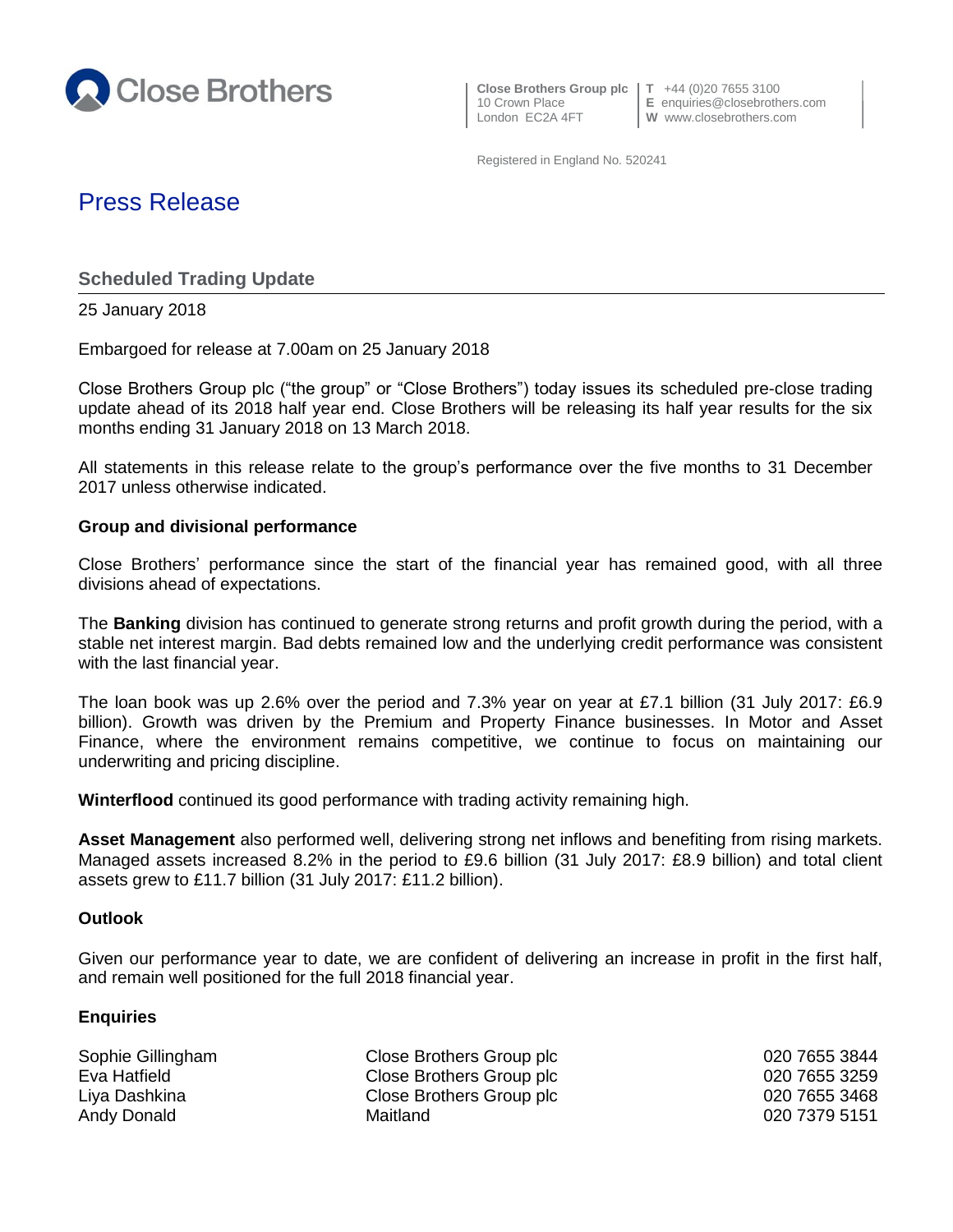Close Brothers

**Close Brothers Group plc**
10 Crown Place
London EC2A 4FT

**T** +44 (0)20 7655 3100
**E** enquiries@closebrothers.com
**W** www.closebrothers.com

Registered in England No. 520241

# Press Release

## Scheduled Trading Update

25 January 2018

Embargoed for release at 7.00am on 25 January 2018

Close Brothers Group plc ("the group" or "Close Brothers") today issues its scheduled pre-close trading update ahead of its 2018 half year end. Close Brothers will be releasing its half year results for the six months ending 31 January 2018 on 13 March 2018.

All statements in this release relate to the group's performance over the five months to 31 December 2017 unless otherwise indicated.

### Group and divisional performance

Close Brothers' performance since the start of the financial year has remained good, with all three divisions ahead of expectations.

The **Banking** division has continued to generate strong returns and profit growth during the period, with a stable net interest margin. Bad debts remained low and the underlying credit performance was consistent with the last financial year.

The loan book was up 2.6% over the period and 7.3% year on year at £7.1 billion (31 July 2017: £6.9 billion). Growth was driven by the Premium and Property Finance businesses. In Motor and Asset Finance, where the environment remains competitive, we continue to focus on maintaining our underwriting and pricing discipline.

**Winterflood** continued its good performance with trading activity remaining high.

**Asset Management** also performed well, delivering strong net inflows and benefiting from rising markets. Managed assets increased 8.2% in the period to £9.6 billion (31 July 2017: £8.9 billion) and total client assets grew to £11.7 billion (31 July 2017: £11.2 billion).

### Outlook

Given our performance year to date, we are confident of delivering an increase in profit in the first half, and remain well positioned for the full 2018 financial year.

### Enquiries

| | | |
|---|---|---|
| Sophie Gillingham | Close Brothers Group plc | 020 7655 3844 |
| Eva Hatfield | Close Brothers Group plc | 020 7655 3259 |
| Liya Dashkina | Close Brothers Group plc | 020 7655 3468 |
| Andy Donald | Maitland | 020 7379 5151 |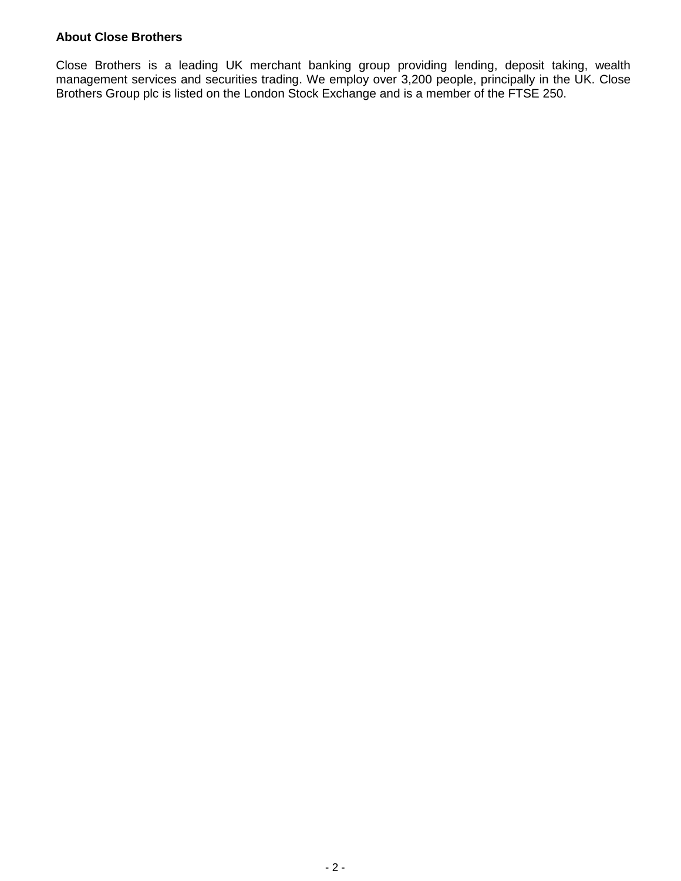**About Close Brothers**

Close Brothers is a leading UK merchant banking group providing lending, deposit taking, wealth management services and securities trading. We employ over 3,200 people, principally in the UK. Close Brothers Group plc is listed on the London Stock Exchange and is a member of the FTSE 250.